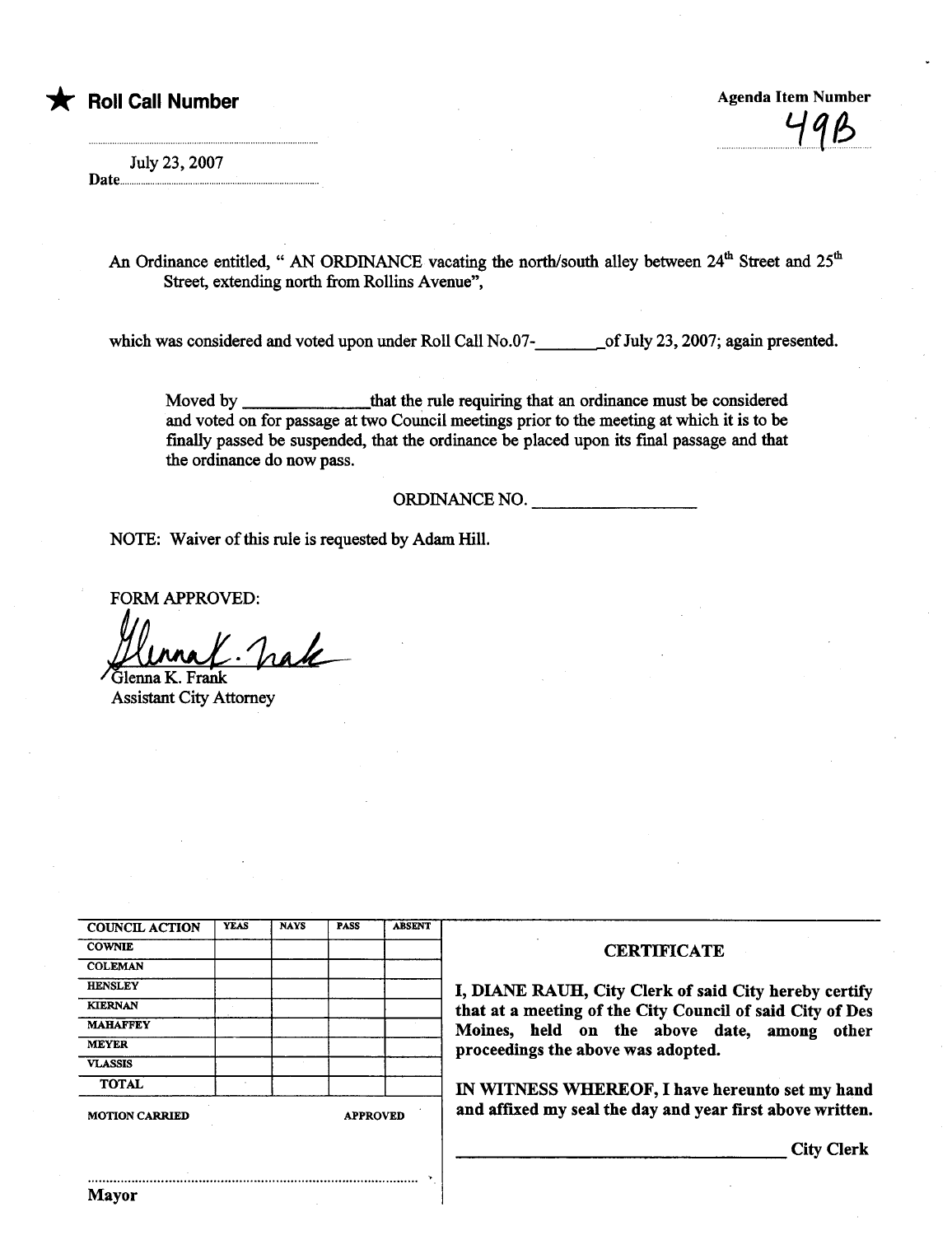★ **Roll Call Number**

Agenda Item Number
49B

July 23, 2007
Date

An Ordinance entitled, " AN ORDINANCE vacating the north/south alley between 24th Street and 25th Street, extending north from Rollins Avenue",

which was considered and voted upon under Roll Call No.07-________of July 23, 2007; again presented.

Moved by ______________that the rule requiring that an ordinance must be considered and voted on for passage at two Council meetings prior to the meeting at which it is to be finally passed be suspended, that the ordinance be placed upon its final passage and that the ordinance do now pass.

ORDINANCE NO. __________________

NOTE: Waiver of this rule is requested by Adam Hill.

FORM APPROVED:

Glenna K. Frank
Assistant City Attorney

| COUNCIL ACTION | YEAS | NAYS | PASS | ABSENT |
|---|---|---|---|---|
| COWNIE | | | | |
| COLEMAN | | | | |
| HENSLEY | | | | |
| KIERNAN | | | | |
| MAHAFFEY | | | | |
| MEYER | | | | |
| VLASSIS | | | | |
| TOTAL | | | | |

MOTION CARRIED APPROVED

Mayor

**CERTIFICATE**

**I, DIANE RAUH, City Clerk of said City hereby certify that at a meeting of the City Council of said City of Des Moines, held on the above date, among other proceedings the above was adopted.**

**IN WITNESS WHEREOF, I have hereunto set my hand and affixed my seal the day and year first above written.**

__________________________________ City Clerk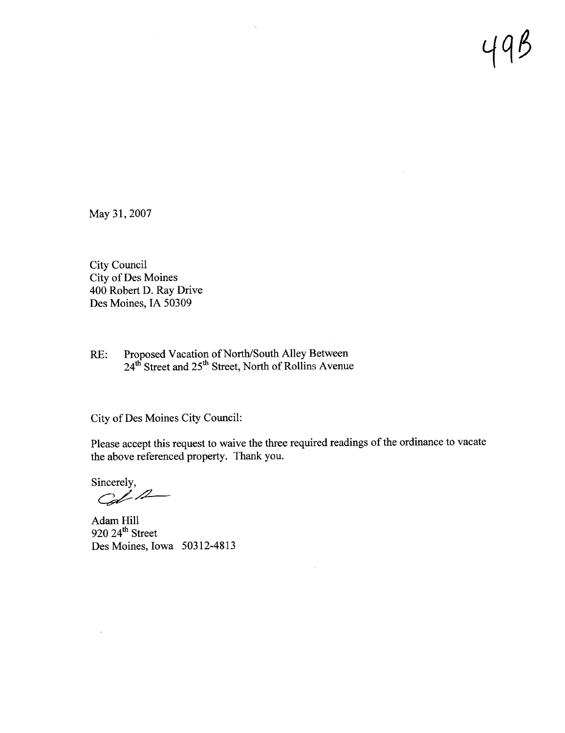49B

May 31, 2007

City Council
City of Des Moines
400 Robert D. Ray Drive
Des Moines, IA 50309

RE: Proposed Vacation of North/South Alley Between 24th Street and 25th Street, North of Rollins Avenue

City of Des Moines City Council:

Please accept this request to waive the three required readings of the ordinance to vacate the above referenced property. Thank you.

Sincerely,

Adam Hill
920 24th Street
Des Moines, Iowa 50312-4813